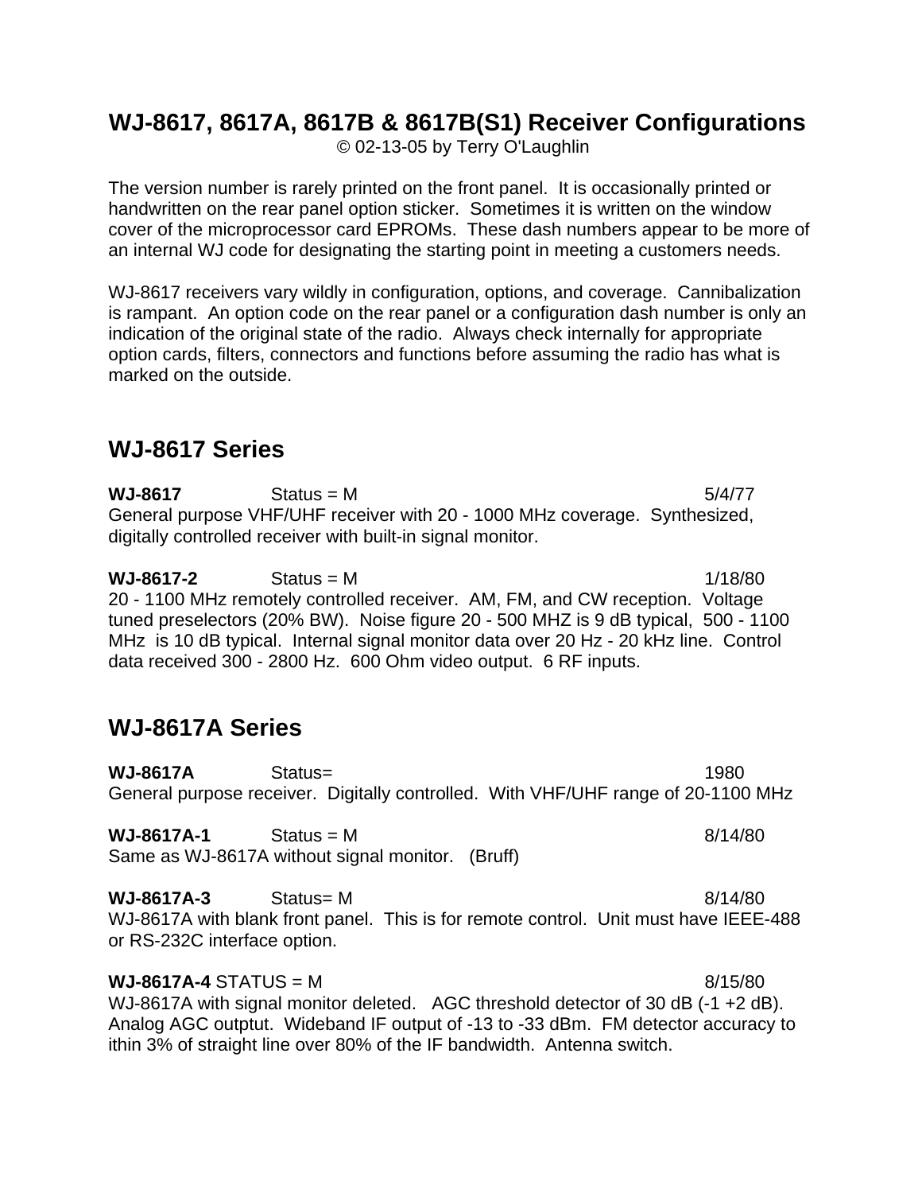# WJ-8617, 8617A, 8617B & 8617B(S1) Receiver Configurations

© 02-13-05 by Terry O'Laughlin

The version number is rarely printed on the front panel. It is occasionally printed or handwritten on the rear panel option sticker. Sometimes it is written on the window cover of the microprocessor card EPROMs. These dash numbers appear to be more of an internal WJ code for designating the starting point in meeting a customers needs.

WJ-8617 receivers vary wildly in configuration, options, and coverage. Cannibalization is rampant. An option code on the rear panel or a configuration dash number is only an indication of the original state of the radio. Always check internally for appropriate option cards, filters, connectors and functions before assuming the radio has what is marked on the outside.

## WJ-8617 Series

**WJ-8617** Status = M 5/4/77

General purpose VHF/UHF receiver with 20 - 1000 MHz coverage. Synthesized, digitally controlled receiver with built-in signal monitor.

**WJ-8617-2** Status = M 1/18/80

20 - 1100 MHz remotely controlled receiver. AM, FM, and CW reception. Voltage tuned preselectors (20% BW). Noise figure 20 - 500 MHZ is 9 dB typical, 500 - 1100 MHz is 10 dB typical. Internal signal monitor data over 20 Hz - 20 kHz line. Control data received 300 - 2800 Hz. 600 Ohm video output. 6 RF inputs.

## WJ-8617A Series

**WJ-8617A** Status= 1980

General purpose receiver. Digitally controlled. With VHF/UHF range of 20-1100 MHz

**WJ-8617A-1** Status = M 8/14/80

Same as WJ-8617A without signal monitor. (Bruff)

**WJ-8617A-3** Status= M 8/14/80

WJ-8617A with blank front panel. This is for remote control. Unit must have IEEE-488 or RS-232C interface option.

**WJ-8617A-4** STATUS = M 8/15/80

WJ-8617A with signal monitor deleted. AGC threshold detector of 30 dB (-1 +2 dB). Analog AGC outptut. Wideband IF output of -13 to -33 dBm. FM detector accuracy to ithin 3% of straight line over 80% of the IF bandwidth. Antenna switch.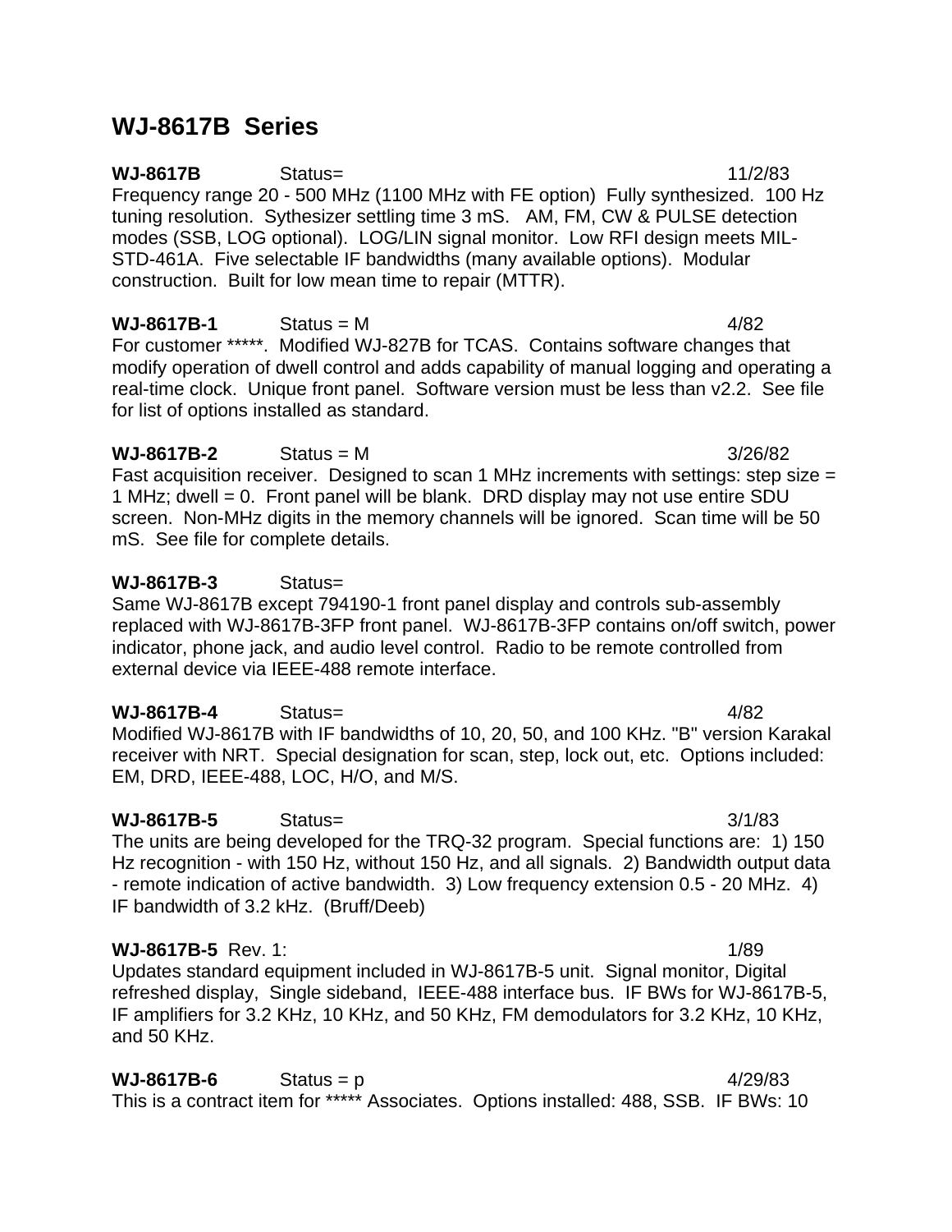## WJ-8617B Series

**WJ-8617B** Status= 11/2/83
Frequency range 20 - 500 MHz (1100 MHz with FE option) Fully synthesized. 100 Hz tuning resolution. Sythesizer settling time 3 mS. AM, FM, CW & PULSE detection modes (SSB, LOG optional). LOG/LIN signal monitor. Low RFI design meets MIL-STD-461A. Five selectable IF bandwidths (many available options). Modular construction. Built for low mean time to repair (MTTR).

**WJ-8617B-1** Status = M 4/82
For customer *****. Modified WJ-827B for TCAS. Contains software changes that modify operation of dwell control and adds capability of manual logging and operating a real-time clock. Unique front panel. Software version must be less than v2.2. See file for list of options installed as standard.

**WJ-8617B-2** Status = M 3/26/82
Fast acquisition receiver. Designed to scan 1 MHz increments with settings: step size = 1 MHz; dwell = 0. Front panel will be blank. DRD display may not use entire SDU screen. Non-MHz digits in the memory channels will be ignored. Scan time will be 50 mS. See file for complete details.

**WJ-8617B-3** Status=
Same WJ-8617B except 794190-1 front panel display and controls sub-assembly replaced with WJ-8617B-3FP front panel. WJ-8617B-3FP contains on/off switch, power indicator, phone jack, and audio level control. Radio to be remote controlled from external device via IEEE-488 remote interface.

**WJ-8617B-4** Status= 4/82
Modified WJ-8617B with IF bandwidths of 10, 20, 50, and 100 KHz. "B" version Karakal receiver with NRT. Special designation for scan, step, lock out, etc. Options included: EM, DRD, IEEE-488, LOC, H/O, and M/S.

**WJ-8617B-5** Status= 3/1/83
The units are being developed for the TRQ-32 program. Special functions are: 1) 150 Hz recognition - with 150 Hz, without 150 Hz, and all signals. 2) Bandwidth output data - remote indication of active bandwidth. 3) Low frequency extension 0.5 - 20 MHz. 4) IF bandwidth of 3.2 kHz. (Bruff/Deeb)

**WJ-8617B-5** Rev. 1: 1/89
Updates standard equipment included in WJ-8617B-5 unit. Signal monitor, Digital refreshed display, Single sideband, IEEE-488 interface bus. IF BWs for WJ-8617B-5, IF amplifiers for 3.2 KHz, 10 KHz, and 50 KHz, FM demodulators for 3.2 KHz, 10 KHz, and 50 KHz.

**WJ-8617B-6** Status = p 4/29/83
This is a contract item for ***** Associates. Options installed: 488, SSB. IF BWs: 10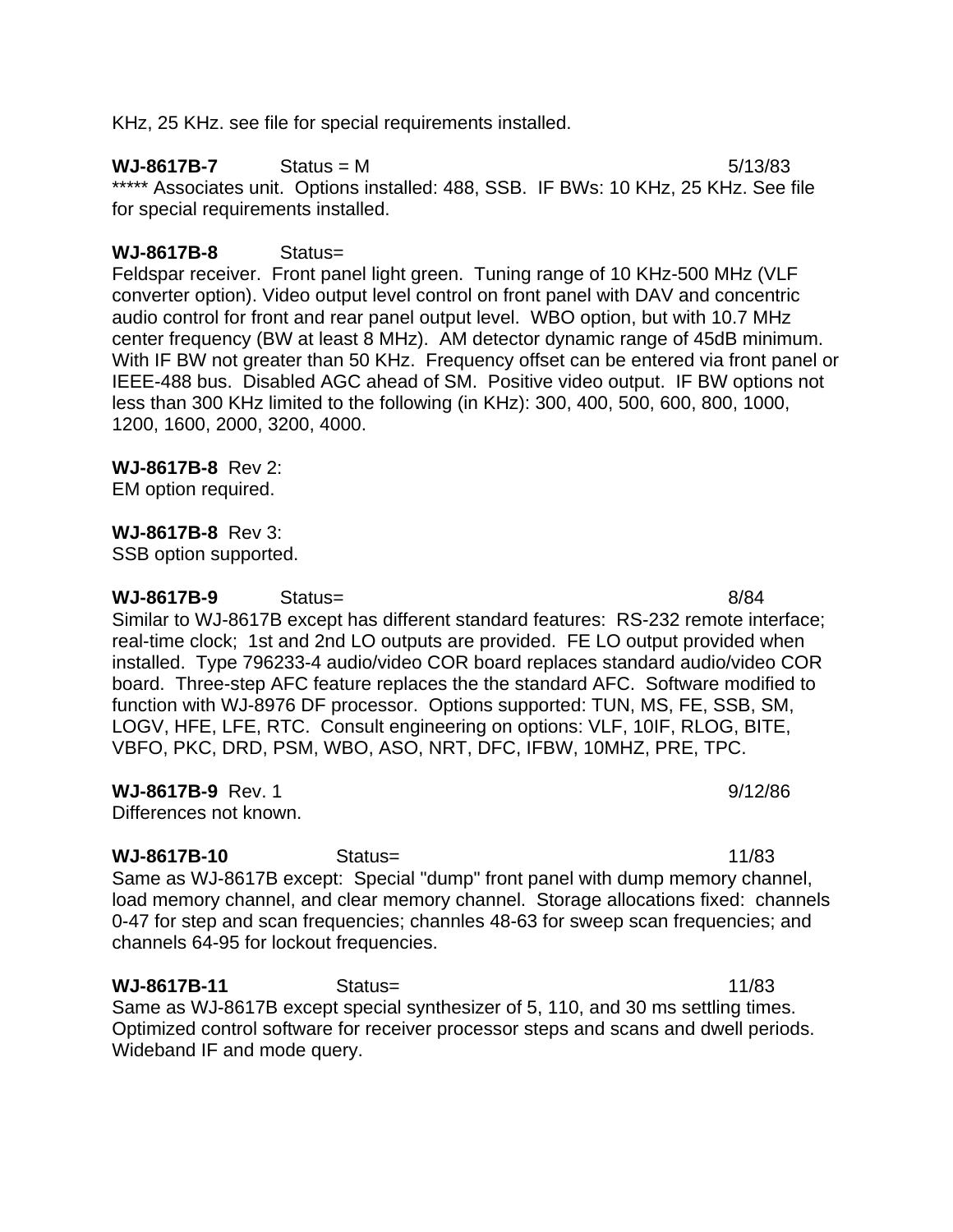KHz, 25 KHz. see file for special requirements installed.

**WJ-8617B-7** Status = M 5/13/83

***** Associates unit. Options installed: 488, SSB. IF BWs: 10 KHz, 25 KHz. See file for special requirements installed.

**WJ-8617B-8** Status=

Feldspar receiver. Front panel light green. Tuning range of 10 KHz-500 MHz (VLF converter option). Video output level control on front panel with DAV and concentric audio control for front and rear panel output level. WBO option, but with 10.7 MHz center frequency (BW at least 8 MHz). AM detector dynamic range of 45dB minimum. With IF BW not greater than 50 KHz. Frequency offset can be entered via front panel or IEEE-488 bus. Disabled AGC ahead of SM. Positive video output. IF BW options not less than 300 KHz limited to the following (in KHz): 300, 400, 500, 600, 800, 1000, 1200, 1600, 2000, 3200, 4000.

**WJ-8617B-8** Rev 2:

EM option required.

**WJ-8617B-8** Rev 3:

SSB option supported.

**WJ-8617B-9** Status= 8/84

Similar to WJ-8617B except has different standard features: RS-232 remote interface; real-time clock; 1st and 2nd LO outputs are provided. FE LO output provided when installed. Type 796233-4 audio/video COR board replaces standard audio/video COR board. Three-step AFC feature replaces the the standard AFC. Software modified to function with WJ-8976 DF processor. Options supported: TUN, MS, FE, SSB, SM, LOGV, HFE, LFE, RTC. Consult engineering on options: VLF, 10IF, RLOG, BITE, VBFO, PKC, DRD, PSM, WBO, ASO, NRT, DFC, IFBW, 10MHZ, PRE, TPC.

**WJ-8617B-9** Rev. 1 9/12/86

Differences not known.

**WJ-8617B-10** Status= 11/83

Same as WJ-8617B except: Special "dump" front panel with dump memory channel, load memory channel, and clear memory channel. Storage allocations fixed: channels 0-47 for step and scan frequencies; channles 48-63 for sweep scan frequencies; and channels 64-95 for lockout frequencies.

**WJ-8617B-11** Status= 11/83

Same as WJ-8617B except special synthesizer of 5, 110, and 30 ms settling times. Optimized control software for receiver processor steps and scans and dwell periods. Wideband IF and mode query.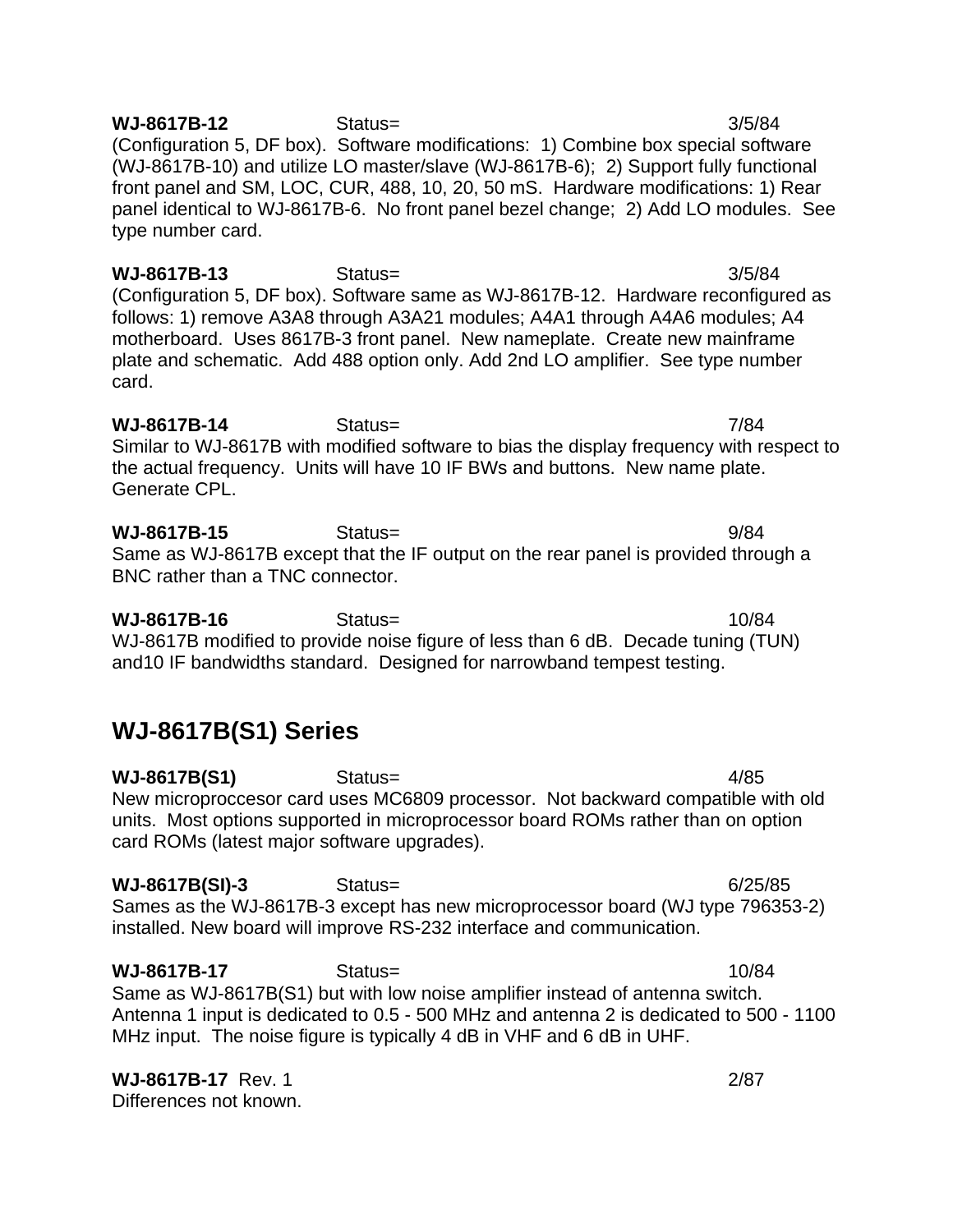**WJ-8617B-12** Status= 3/5/84
(Configuration 5, DF box). Software modifications: 1) Combine box special software (WJ-8617B-10) and utilize LO master/slave (WJ-8617B-6); 2) Support fully functional front panel and SM, LOC, CUR, 488, 10, 20, 50 mS. Hardware modifications: 1) Rear panel identical to WJ-8617B-6. No front panel bezel change; 2) Add LO modules. See type number card.

**WJ-8617B-13** Status= 3/5/84
(Configuration 5, DF box). Software same as WJ-8617B-12. Hardware reconfigured as follows: 1) remove A3A8 through A3A21 modules; A4A1 through A4A6 modules; A4 motherboard. Uses 8617B-3 front panel. New nameplate. Create new mainframe plate and schematic. Add 488 option only. Add 2nd LO amplifier. See type number card.

**WJ-8617B-14** Status= 7/84
Similar to WJ-8617B with modified software to bias the display frequency with respect to the actual frequency. Units will have 10 IF BWs and buttons. New name plate. Generate CPL.

**WJ-8617B-15** Status= 9/84
Same as WJ-8617B except that the IF output on the rear panel is provided through a BNC rather than a TNC connector.

**WJ-8617B-16** Status= 10/84
WJ-8617B modified to provide noise figure of less than 6 dB. Decade tuning (TUN) and10 IF bandwidths standard. Designed for narrowband tempest testing.

## WJ-8617B(S1) Series

**WJ-8617B(S1)** Status= 4/85
New microproccesor card uses MC6809 processor. Not backward compatible with old units. Most options supported in microprocessor board ROMs rather than on option card ROMs (latest major software upgrades).

**WJ-8617B(SI)-3** Status= 6/25/85
Sames as the WJ-8617B-3 except has new microprocessor board (WJ type 796353-2) installed. New board will improve RS-232 interface and communication.

**WJ-8617B-17** Status= 10/84
Same as WJ-8617B(S1) but with low noise amplifier instead of antenna switch. Antenna 1 input is dedicated to 0.5 - 500 MHz and antenna 2 is dedicated to 500 - 1100 MHz input. The noise figure is typically 4 dB in VHF and 6 dB in UHF.

**WJ-8617B-17** Rev. 1 2/87
Differences not known.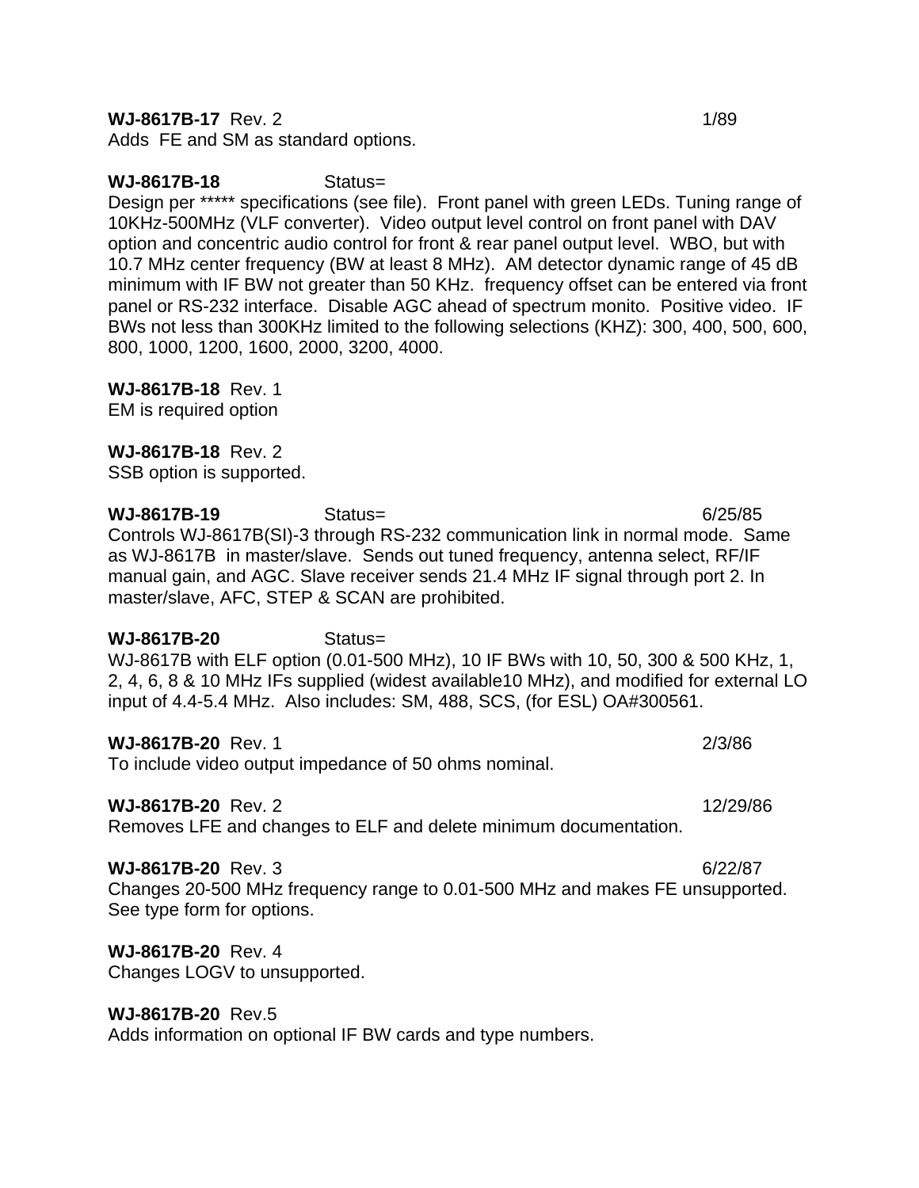**WJ-8617B-17** Rev. 2 1/89
Adds FE and SM as standard options.

**WJ-8617B-18** Status=
Design per ***** specifications (see file). Front panel with green LEDs. Tuning range of 10KHz-500MHz (VLF converter). Video output level control on front panel with DAV option and concentric audio control for front & rear panel output level. WBO, but with 10.7 MHz center frequency (BW at least 8 MHz). AM detector dynamic range of 45 dB minimum with IF BW not greater than 50 KHz. frequency offset can be entered via front panel or RS-232 interface. Disable AGC ahead of spectrum monito. Positive video. IF BWs not less than 300KHz limited to the following selections (KHZ): 300, 400, 500, 600, 800, 1000, 1200, 1600, 2000, 3200, 4000.

**WJ-8617B-18** Rev. 1
EM is required option

**WJ-8617B-18** Rev. 2
SSB option is supported.

**WJ-8617B-19** Status= 6/25/85
Controls WJ-8617B(SI)-3 through RS-232 communication link in normal mode. Same as WJ-8617B in master/slave. Sends out tuned frequency, antenna select, RF/IF manual gain, and AGC. Slave receiver sends 21.4 MHz IF signal through port 2. In master/slave, AFC, STEP & SCAN are prohibited.

**WJ-8617B-20** Status=
WJ-8617B with ELF option (0.01-500 MHz), 10 IF BWs with 10, 50, 300 & 500 KHz, 1, 2, 4, 6, 8 & 10 MHz IFs supplied (widest available10 MHz), and modified for external LO input of 4.4-5.4 MHz. Also includes: SM, 488, SCS, (for ESL) OA#300561.

**WJ-8617B-20** Rev. 1 2/3/86
To include video output impedance of 50 ohms nominal.

**WJ-8617B-20** Rev. 2 12/29/86
Removes LFE and changes to ELF and delete minimum documentation.

**WJ-8617B-20** Rev. 3 6/22/87
Changes 20-500 MHz frequency range to 0.01-500 MHz and makes FE unsupported. See type form for options.

**WJ-8617B-20** Rev. 4
Changes LOGV to unsupported.

**WJ-8617B-20** Rev.5
Adds information on optional IF BW cards and type numbers.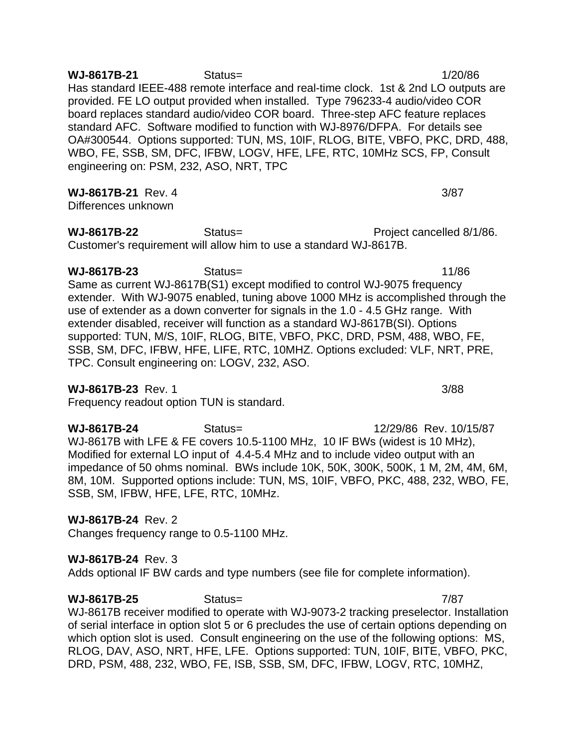**WJ-8617B-21** Status= 1/20/86

Has standard IEEE-488 remote interface and real-time clock. 1st & 2nd LO outputs are provided. FE LO output provided when installed. Type 796233-4 audio/video COR board replaces standard audio/video COR board. Three-step AFC feature replaces standard AFC. Software modified to function with WJ-8976/DFPA. For details see OA#300544. Options supported: TUN, MS, 10IF, RLOG, BITE, VBFO, PKC, DRD, 488, WBO, FE, SSB, SM, DFC, IFBW, LOGV, HFE, LFE, RTC, 10MHz SCS, FP, Consult engineering on: PSM, 232, ASO, NRT, TPC

**WJ-8617B-21** Rev. 4 3/87

Differences unknown

**WJ-8617B-22** Status= Project cancelled 8/1/86.

Customer's requirement will allow him to use a standard WJ-8617B.

**WJ-8617B-23** Status= 11/86

Same as current WJ-8617B(S1) except modified to control WJ-9075 frequency extender. With WJ-9075 enabled, tuning above 1000 MHz is accomplished through the use of extender as a down converter for signals in the 1.0 - 4.5 GHz range. With extender disabled, receiver will function as a standard WJ-8617B(SI). Options supported: TUN, M/S, 10IF, RLOG, BITE, VBFO, PKC, DRD, PSM, 488, WBO, FE, SSB, SM, DFC, IFBW, HFE, LIFE, RTC, 10MHZ. Options excluded: VLF, NRT, PRE, TPC. Consult engineering on: LOGV, 232, ASO.

**WJ-8617B-23** Rev. 1 3/88

Frequency readout option TUN is standard.

**WJ-8617B-24** Status= 12/29/86 Rev. 10/15/87

WJ-8617B with LFE & FE covers 10.5-1100 MHz, 10 IF BWs (widest is 10 MHz), Modified for external LO input of 4.4-5.4 MHz and to include video output with an impedance of 50 ohms nominal. BWs include 10K, 50K, 300K, 500K, 1 M, 2M, 4M, 6M, 8M, 10M. Supported options include: TUN, MS, 10IF, VBFO, PKC, 488, 232, WBO, FE, SSB, SM, IFBW, HFE, LFE, RTC, 10MHz.

**WJ-8617B-24** Rev. 2

Changes frequency range to 0.5-1100 MHz.

**WJ-8617B-24** Rev. 3

Adds optional IF BW cards and type numbers (see file for complete information).

**WJ-8617B-25** Status= 7/87

WJ-8617B receiver modified to operate with WJ-9073-2 tracking preselector. Installation of serial interface in option slot 5 or 6 precludes the use of certain options depending on which option slot is used. Consult engineering on the use of the following options: MS, RLOG, DAV, ASO, NRT, HFE, LFE. Options supported: TUN, 10IF, BITE, VBFO, PKC, DRD, PSM, 488, 232, WBO, FE, ISB, SSB, SM, DFC, IFBW, LOGV, RTC, 10MHZ,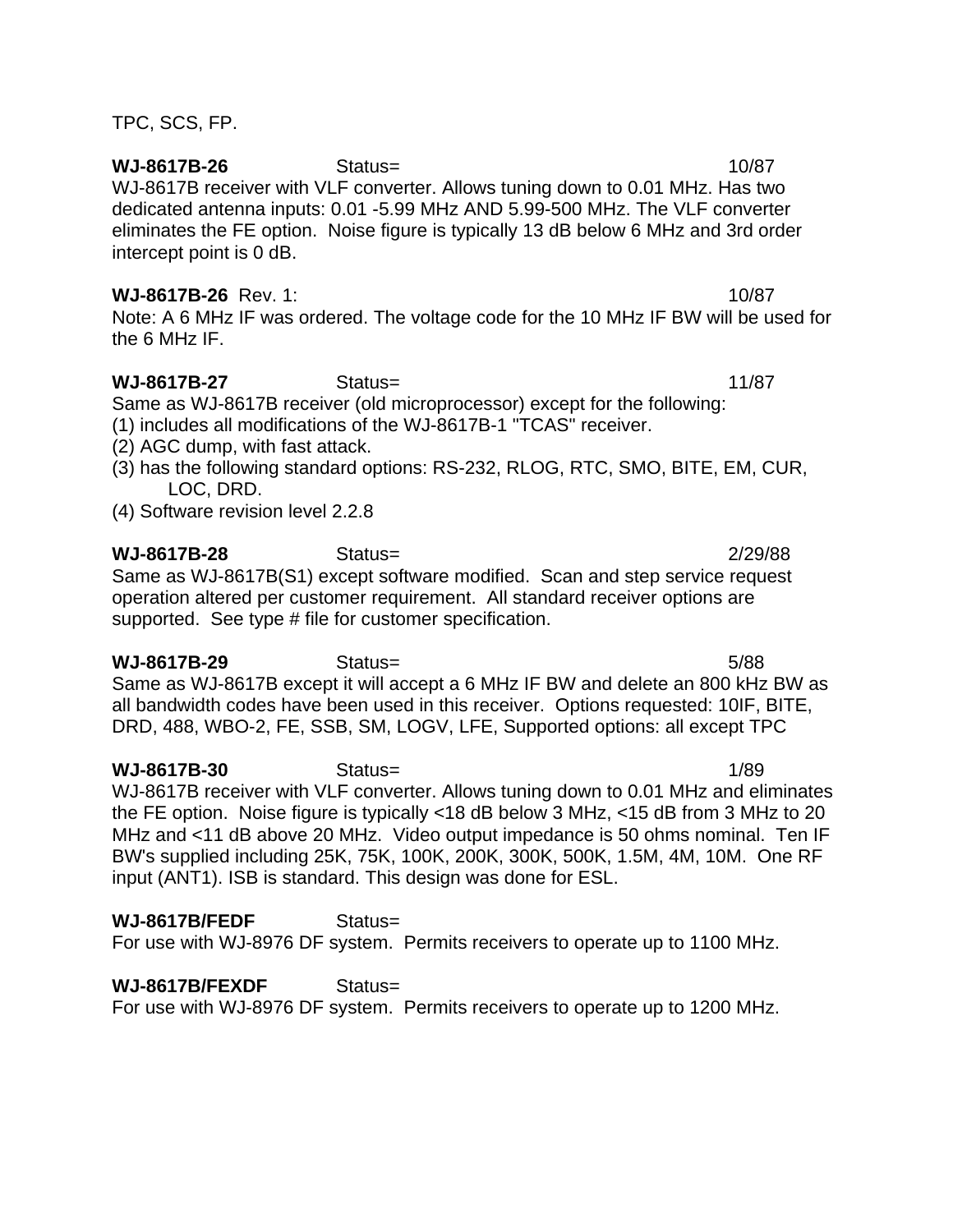TPC, SCS, FP.

**WJ-8617B-26** Status= 10/87
WJ-8617B receiver with VLF converter. Allows tuning down to 0.01 MHz. Has two dedicated antenna inputs: 0.01 -5.99 MHz AND 5.99-500 MHz. The VLF converter eliminates the FE option. Noise figure is typically 13 dB below 6 MHz and 3rd order intercept point is 0 dB.

**WJ-8617B-26** Rev. 1: 10/87
Note: A 6 MHz IF was ordered. The voltage code for the 10 MHz IF BW will be used for the 6 MHz IF.

**WJ-8617B-27** Status= 11/87
Same as WJ-8617B receiver (old microprocessor) except for the following:
(1) includes all modifications of the WJ-8617B-1 "TCAS" receiver.
(2) AGC dump, with fast attack.
(3) has the following standard options: RS-232, RLOG, RTC, SMO, BITE, EM, CUR, LOC, DRD.
(4) Software revision level 2.2.8

**WJ-8617B-28** Status= 2/29/88
Same as WJ-8617B(S1) except software modified. Scan and step service request operation altered per customer requirement. All standard receiver options are supported. See type # file for customer specification.

**WJ-8617B-29** Status= 5/88
Same as WJ-8617B except it will accept a 6 MHz IF BW and delete an 800 kHz BW as all bandwidth codes have been used in this receiver. Options requested: 10IF, BITE, DRD, 488, WBO-2, FE, SSB, SM, LOGV, LFE, Supported options: all except TPC

**WJ-8617B-30** Status= 1/89
WJ-8617B receiver with VLF converter. Allows tuning down to 0.01 MHz and eliminates the FE option. Noise figure is typically <18 dB below 3 MHz, <15 dB from 3 MHz to 20 MHz and <11 dB above 20 MHz. Video output impedance is 50 ohms nominal. Ten IF BW's supplied including 25K, 75K, 100K, 200K, 300K, 500K, 1.5M, 4M, 10M. One RF input (ANT1). ISB is standard. This design was done for ESL.

**WJ-8617B/FEDF** Status=
For use with WJ-8976 DF system. Permits receivers to operate up to 1100 MHz.

**WJ-8617B/FEXDF** Status=
For use with WJ-8976 DF system. Permits receivers to operate up to 1200 MHz.